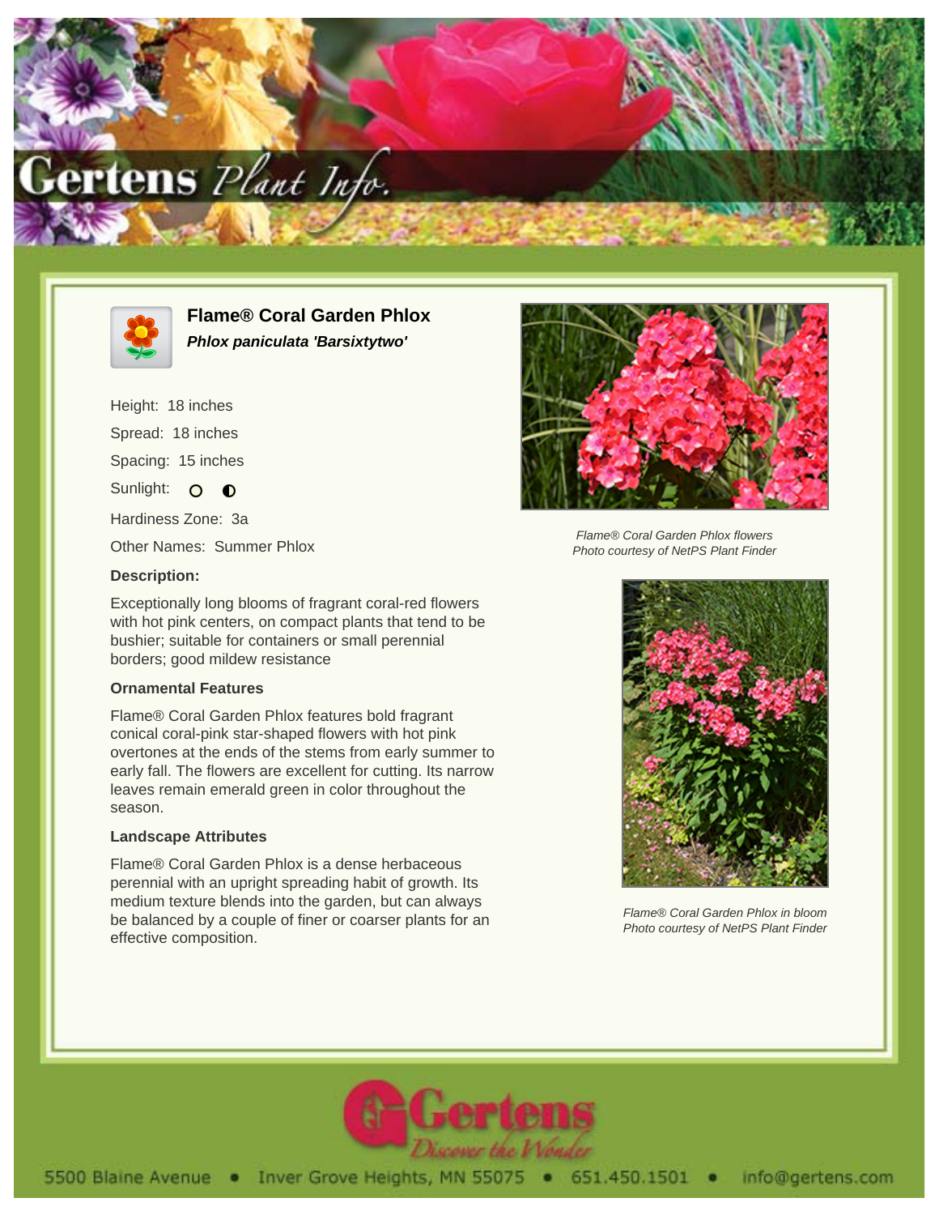# Flame® Coral Garden Phlox

***Phlox paniculata 'Barsixtytwo'***

Height: 18 inches

Spread: 18 inches

Spacing: 15 inches

Sunlight: ○ ◐

Hardiness Zone: 3a

Other Names: Summer Phlox

**Description:**

Exceptionally long blooms of fragrant coral-red flowers with hot pink centers, on compact plants that tend to be bushier; suitable for containers or small perennial borders; good mildew resistance

### Ornamental Features

Flame® Coral Garden Phlox features bold fragrant conical coral-pink star-shaped flowers with hot pink overtones at the ends of the stems from early summer to early fall. The flowers are excellent for cutting. Its narrow leaves remain emerald green in color throughout the season.

### Landscape Attributes

Flame® Coral Garden Phlox is a dense herbaceous perennial with an upright spreading habit of growth. Its medium texture blends into the garden, but can always be balanced by a couple of finer or coarser plants for an effective composition.

*Flame® Coral Garden Phlox flowers*
*Photo courtesy of NetPS Plant Finder*

*Flame® Coral Garden Phlox in bloom*
*Photo courtesy of NetPS Plant Finder*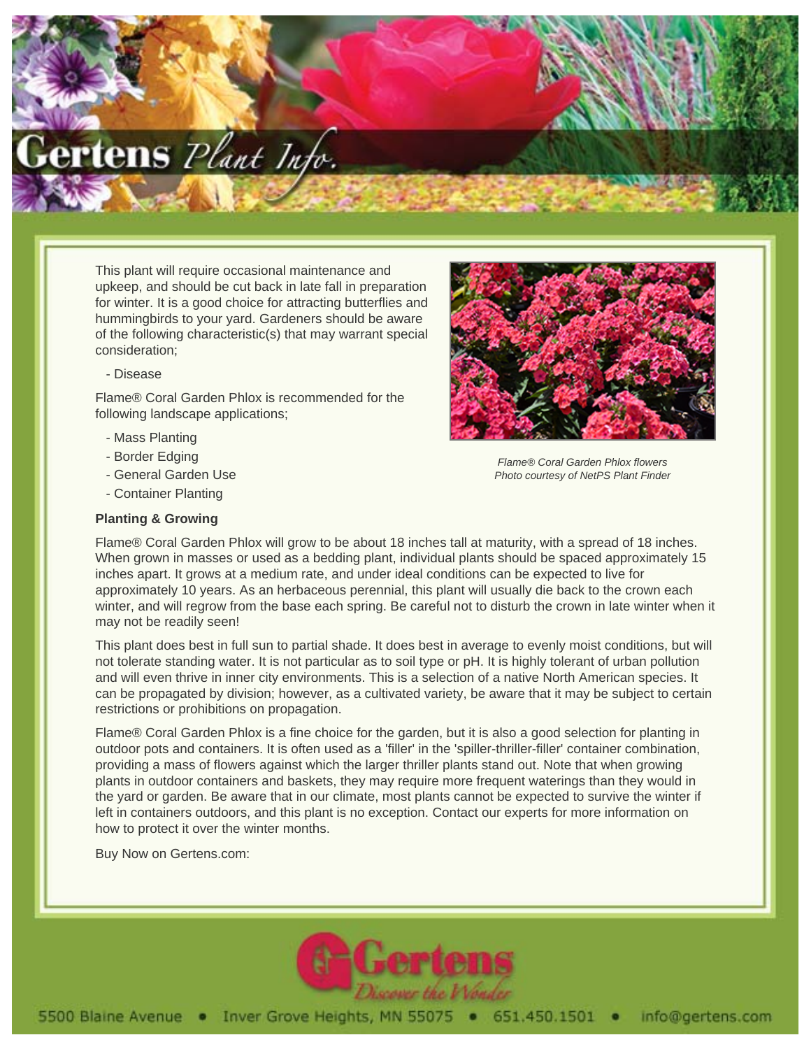This plant will require occasional maintenance and upkeep, and should be cut back in late fall in preparation for winter. It is a good choice for attracting butterflies and hummingbirds to your yard. Gardeners should be aware of the following characteristic(s) that may warrant special consideration;

- Disease

Flame® Coral Garden Phlox is recommended for the following landscape applications;

- Mass Planting
- Border Edging
- General Garden Use
- Container Planting

*Flame® Coral Garden Phlox flowers*
*Photo courtesy of NetPS Plant Finder*

**Planting & Growing**

Flame® Coral Garden Phlox will grow to be about 18 inches tall at maturity, with a spread of 18 inches. When grown in masses or used as a bedding plant, individual plants should be spaced approximately 15 inches apart. It grows at a medium rate, and under ideal conditions can be expected to live for approximately 10 years. As an herbaceous perennial, this plant will usually die back to the crown each winter, and will regrow from the base each spring. Be careful not to disturb the crown in late winter when it may not be readily seen!

This plant does best in full sun to partial shade. It does best in average to evenly moist conditions, but will not tolerate standing water. It is not particular as to soil type or pH. It is highly tolerant of urban pollution and will even thrive in inner city environments. This is a selection of a native North American species. It can be propagated by division; however, as a cultivated variety, be aware that it may be subject to certain restrictions or prohibitions on propagation.

Flame® Coral Garden Phlox is a fine choice for the garden, but it is also a good selection for planting in outdoor pots and containers. It is often used as a 'filler' in the 'spiller-thriller-filler' container combination, providing a mass of flowers against which the larger thriller plants stand out. Note that when growing plants in outdoor containers and baskets, they may require more frequent waterings than they would in the yard or garden. Be aware that in our climate, most plants cannot be expected to survive the winter if left in containers outdoors, and this plant is no exception. Contact our experts for more information on how to protect it over the winter months.

Buy Now on Gertens.com:

5500 Blaine Avenue • Inver Grove Heights, MN 55075 • 651.450.1501 • info@gertens.com